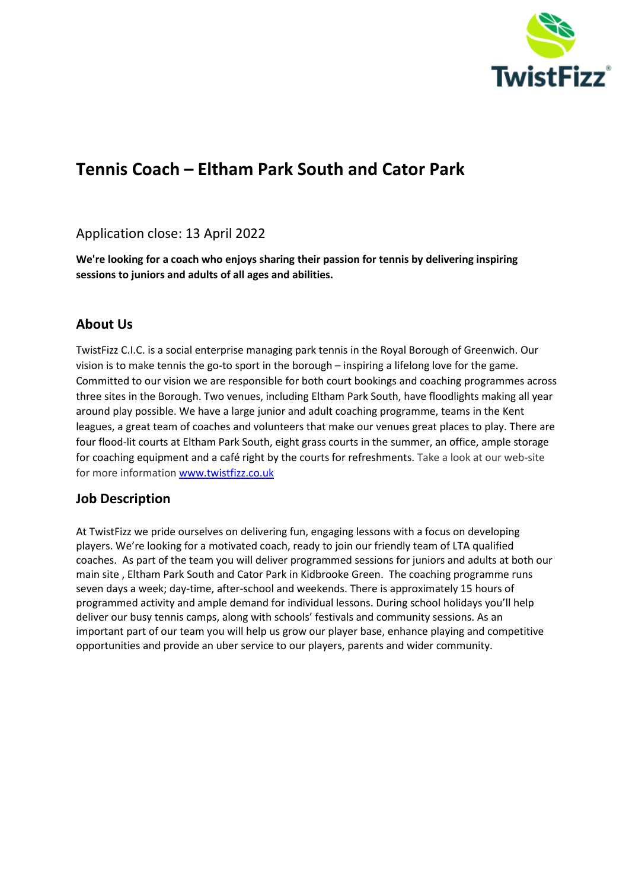# Tennis Coach – Eltham Park South and Cator Park

Application close: 13 April 2022

**We're looking for a coach who enjoys sharing their passion for tennis by delivering inspiring sessions to juniors and adults of all ages and abilities.**

## About Us

TwistFizz C.I.C. is a social enterprise managing park tennis in the Royal Borough of Greenwich. Our vision is to make tennis the go-to sport in the borough – inspiring a lifelong love for the game. Committed to our vision we are responsible for both court bookings and coaching programmes across three sites in the Borough. Two venues, including Eltham Park South, have floodlights making all year around play possible. We have a large junior and adult coaching programme, teams in the Kent leagues, a great team of coaches and volunteers that make our venues great places to play. There are four flood-lit courts at Eltham Park South, eight grass courts in the summer, an office, ample storage for coaching equipment and a café right by the courts for refreshments. Take a look at our web-site for more information [www.twistfizz.co.uk](http://www.twistfizz.co.uk)

## Job Description

At TwistFizz we pride ourselves on delivering fun, engaging lessons with a focus on developing players. We're looking for a motivated coach, ready to join our friendly team of LTA qualified coaches. As part of the team you will deliver programmed sessions for juniors and adults at both our main site , Eltham Park South and Cator Park in Kidbrooke Green. The coaching programme runs seven days a week; day-time, after-school and weekends. There is approximately 15 hours of programmed activity and ample demand for individual lessons. During school holidays you'll help deliver our busy tennis camps, along with schools' festivals and community sessions. As an important part of our team you will help us grow our player base, enhance playing and competitive opportunities and provide an uber service to our players, parents and wider community.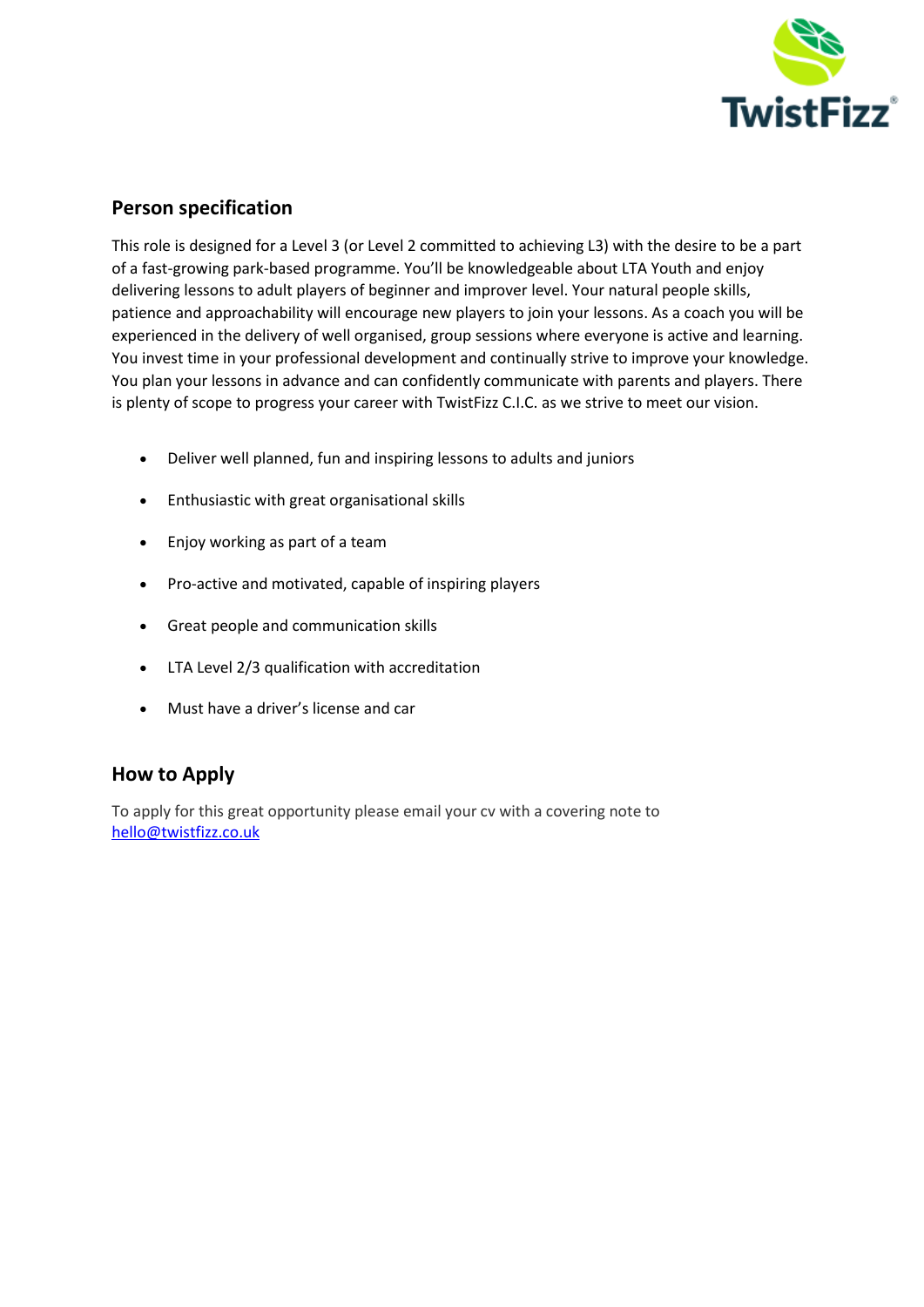## Person specification

This role is designed for a Level 3 (or Level 2 committed to achieving L3) with the desire to be a part of a fast-growing park-based programme. You'll be knowledgeable about LTA Youth and enjoy delivering lessons to adult players of beginner and improver level. Your natural people skills, patience and approachability will encourage new players to join your lessons. As a coach you will be experienced in the delivery of well organised, group sessions where everyone is active and learning. You invest time in your professional development and continually strive to improve your knowledge. You plan your lessons in advance and can confidently communicate with parents and players. There is plenty of scope to progress your career with TwistFizz C.I.C. as we strive to meet our vision.

- Deliver well planned, fun and inspiring lessons to adults and juniors
- Enthusiastic with great organisational skills
- Enjoy working as part of a team
- Pro-active and motivated, capable of inspiring players
- Great people and communication skills
- LTA Level 2/3 qualification with accreditation
- Must have a driver's license and car

## How to Apply

To apply for this great opportunity please email your cv with a covering note to hello@twistfizz.co.uk